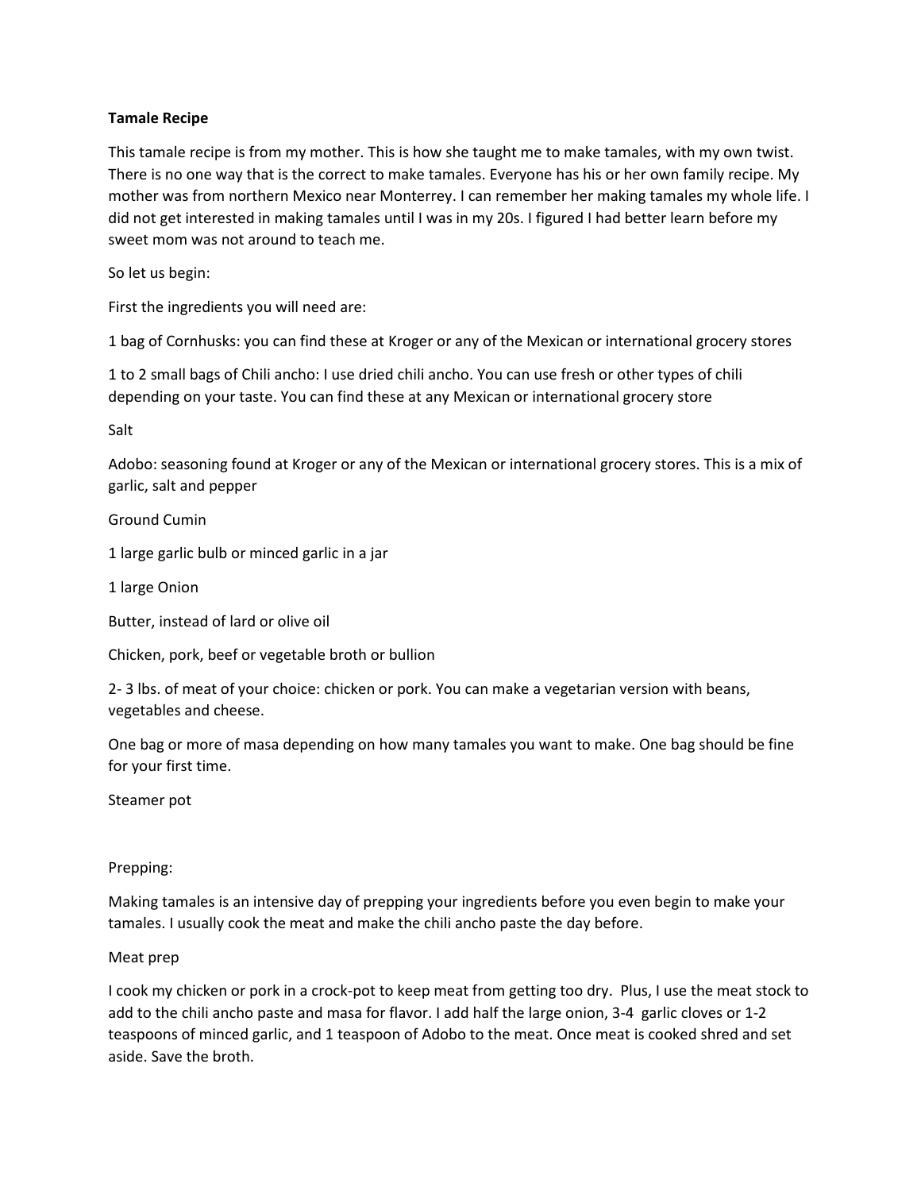**Tamale Recipe**

This tamale recipe is from my mother. This is how she taught me to make tamales, with my own twist. There is no one way that is the correct to make tamales. Everyone has his or her own family recipe. My mother was from northern Mexico near Monterrey. I can remember her making tamales my whole life. I did not get interested in making tamales until I was in my 20s. I figured I had better learn before my sweet mom was not around to teach me.

So let us begin:

First the ingredients you will need are:

1 bag of Cornhusks: you can find these at Kroger or any of the Mexican or international grocery stores

1 to 2 small bags of Chili ancho: I use dried chili ancho. You can use fresh or other types of chili depending on your taste. You can find these at any Mexican or international grocery store

Salt

Adobo: seasoning found at Kroger or any of the Mexican or international grocery stores. This is a mix of garlic, salt and pepper

Ground Cumin

1 large garlic bulb or minced garlic in a jar

1 large Onion

Butter, instead of lard or olive oil

Chicken, pork, beef or vegetable broth or bullion

2- 3 lbs. of meat of your choice: chicken or pork. You can make a vegetarian version with beans, vegetables and cheese.

One bag or more of masa depending on how many tamales you want to make. One bag should be fine for your first time.

Steamer pot

Prepping:

Making tamales is an intensive day of prepping your ingredients before you even begin to make your tamales. I usually cook the meat and make the chili ancho paste the day before.

Meat prep

I cook my chicken or pork in a crock-pot to keep meat from getting too dry. Plus, I use the meat stock to add to the chili ancho paste and masa for flavor. I add half the large onion, 3-4 garlic cloves or 1-2 teaspoons of minced garlic, and 1 teaspoon of Adobo to the meat. Once meat is cooked shred and set aside. Save the broth.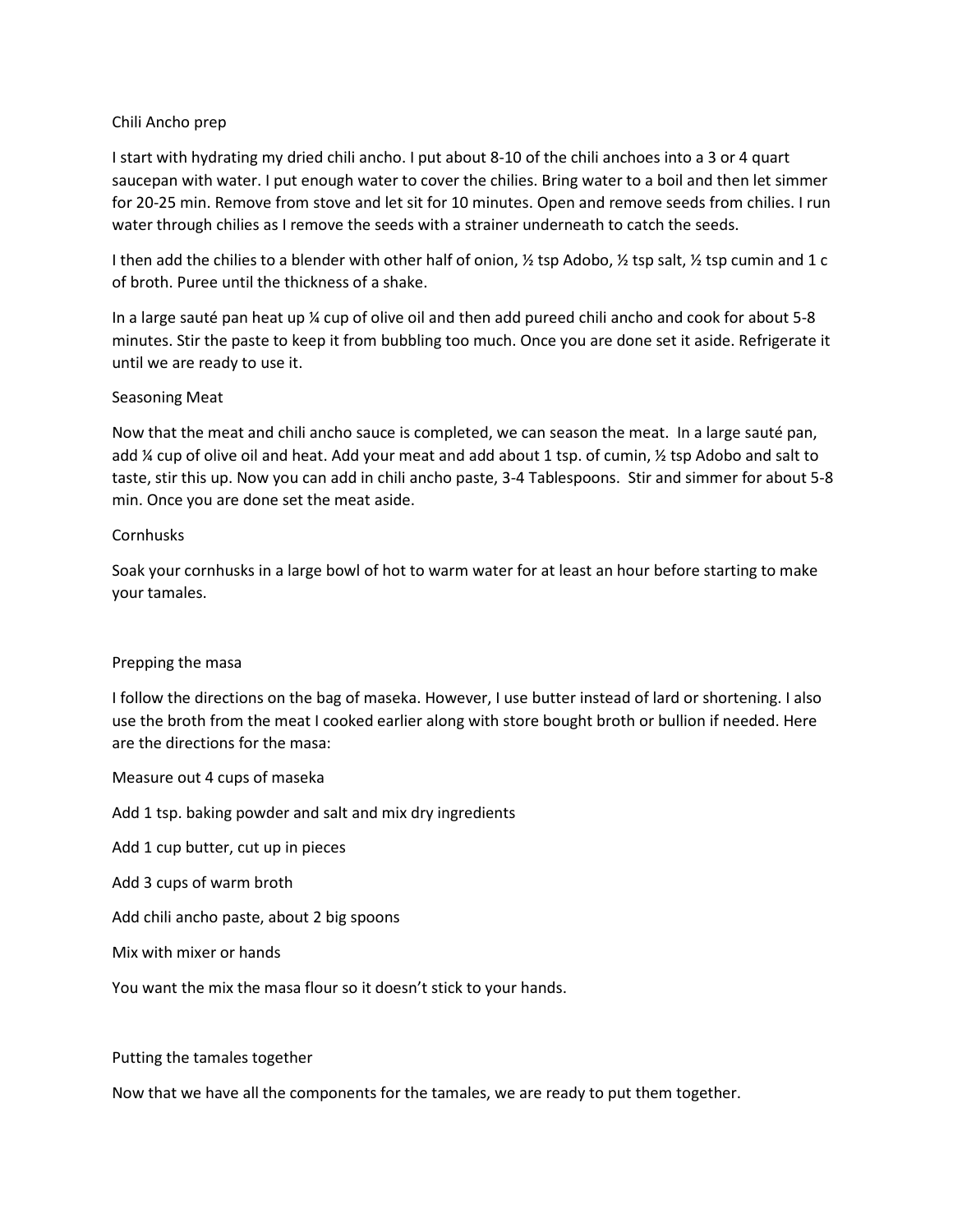## Chili Ancho prep

I start with hydrating my dried chili ancho. I put about 8-10 of the chili anchoes into a 3 or 4 quart saucepan with water. I put enough water to cover the chilies. Bring water to a boil and then let simmer for 20-25 min. Remove from stove and let sit for 10 minutes. Open and remove seeds from chilies. I run water through chilies as I remove the seeds with a strainer underneath to catch the seeds.

I then add the chilies to a blender with other half of onion, ½ tsp Adobo, ½ tsp salt, ½ tsp cumin and 1 c of broth. Puree until the thickness of a shake.

In a large sauté pan heat up ¼ cup of olive oil and then add pureed chili ancho and cook for about 5-8 minutes. Stir the paste to keep it from bubbling too much. Once you are done set it aside. Refrigerate it until we are ready to use it.

## Seasoning Meat

Now that the meat and chili ancho sauce is completed, we can season the meat. In a large sauté pan, add ¼ cup of olive oil and heat. Add your meat and add about 1 tsp. of cumin, ½ tsp Adobo and salt to taste, stir this up. Now you can add in chili ancho paste, 3-4 Tablespoons. Stir and simmer for about 5-8 min. Once you are done set the meat aside.

## Cornhusks

Soak your cornhusks in a large bowl of hot to warm water for at least an hour before starting to make your tamales.

## Prepping the masa

I follow the directions on the bag of maseka. However, I use butter instead of lard or shortening. I also use the broth from the meat I cooked earlier along with store bought broth or bullion if needed. Here are the directions for the masa:

Measure out 4 cups of maseka

Add 1 tsp. baking powder and salt and mix dry ingredients

Add 1 cup butter, cut up in pieces

Add 3 cups of warm broth

Add chili ancho paste, about 2 big spoons

Mix with mixer or hands

You want the mix the masa flour so it doesn't stick to your hands.

## Putting the tamales together

Now that we have all the components for the tamales, we are ready to put them together.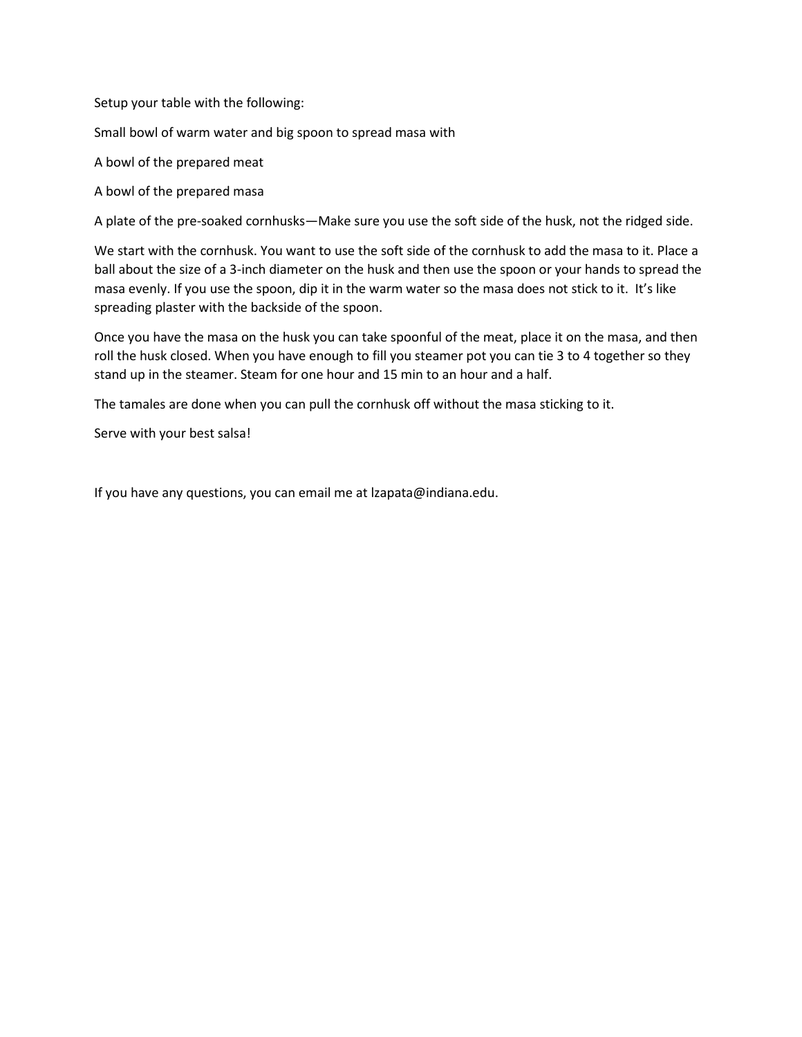Setup your table with the following:

Small bowl of warm water and big spoon to spread masa with

A bowl of the prepared meat

A bowl of the prepared masa

A plate of the pre-soaked cornhusks—Make sure you use the soft side of the husk, not the ridged side.

We start with the cornhusk. You want to use the soft side of the cornhusk to add the masa to it. Place a ball about the size of a 3-inch diameter on the husk and then use the spoon or your hands to spread the masa evenly. If you use the spoon, dip it in the warm water so the masa does not stick to it. It's like spreading plaster with the backside of the spoon.

Once you have the masa on the husk you can take spoonful of the meat, place it on the masa, and then roll the husk closed. When you have enough to fill you steamer pot you can tie 3 to 4 together so they stand up in the steamer. Steam for one hour and 15 min to an hour and a half.

The tamales are done when you can pull the cornhusk off without the masa sticking to it.

Serve with your best salsa!

If you have any questions, you can email me at lzapata@indiana.edu.